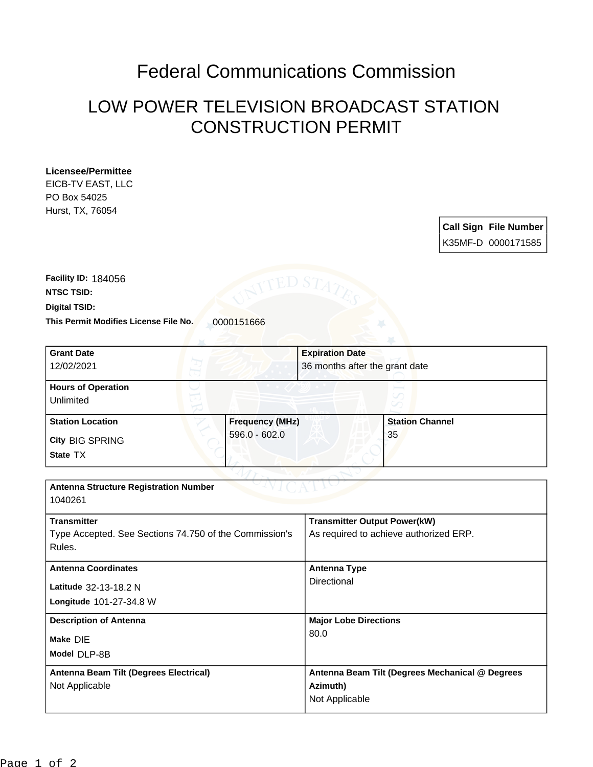# Federal Communications Commission

## LOW POWER TELEVISION BROADCAST STATION CONSTRUCTION PERMIT

**Licensee/Permittee**
EICB-TV EAST, LLC
PO Box 54025
Hurst, TX, 76054

| Call Sign | File Number |
|---|---|
| K35MF-D | 0000171585 |

**Facility ID:** 184056

**NTSC TSID:**

**Digital TSID:**

**This Permit Modifies License File No.** 0000151666

| **Grant Date** | **Expiration Date** |
|---|---|
| 12/02/2021 | 36 months after the grant date |

| **Hours of Operation** |
|---|
| Unlimited |

| **Station Location** | **Frequency (MHz)** | **Station Channel** |
|---|---|---|
| **City** BIG SPRING<br>**State** TX | 596.0 - 602.0 | 35 |

| **Antenna Structure Registration Number** | |
|---|---|
| 1040261 | |
| **Transmitter** | **Transmitter Output Power(kW)** |
| Type Accepted. See Sections 74.750 of the Commission's Rules. | As required to achieve authorized ERP. |
| **Antenna Coordinates** | **Antenna Type** |
| **Latitude** 32-13-18.2 N<br>**Longitude** 101-27-34.8 W | Directional |
| **Description of Antenna** | **Major Lobe Directions** |
| **Make** DIE<br>**Model** DLP-8B | 80.0 |
| **Antenna Beam Tilt (Degrees Electrical)** | **Antenna Beam Tilt (Degrees Mechanical @ Degrees Azimuth)** |
| Not Applicable | Not Applicable |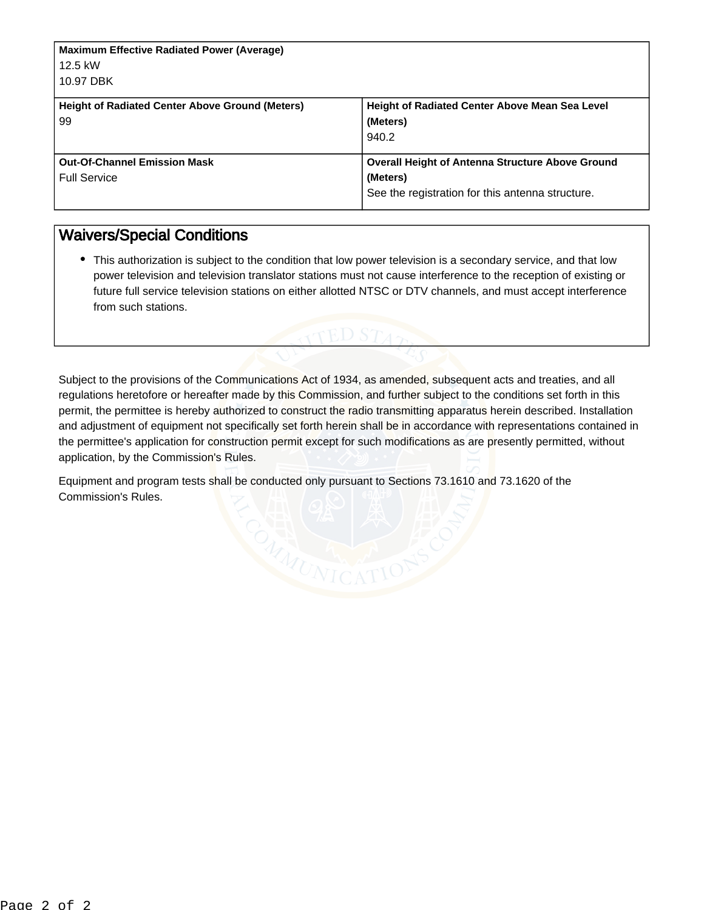| | |
|---|---|
| **Maximum Effective Radiated Power (Average)**<br>12.5 kW<br>10.97 DBK | |
| **Height of Radiated Center Above Ground (Meters)**<br>99 | **Height of Radiated Center Above Mean Sea Level (Meters)**<br>940.2 |
| **Out-Of-Channel Emission Mask**<br>Full Service | **Overall Height of Antenna Structure Above Ground (Meters)**<br>See the registration for this antenna structure. |

## Waivers/Special Conditions

- This authorization is subject to the condition that low power television is a secondary service, and that low power television and television translator stations must not cause interference to the reception of existing or future full service television stations on either allotted NTSC or DTV channels, and must accept interference from such stations.

Subject to the provisions of the Communications Act of 1934, as amended, subsequent acts and treaties, and all regulations heretofore or hereafter made by this Commission, and further subject to the conditions set forth in this permit, the permittee is hereby authorized to construct the radio transmitting apparatus herein described. Installation and adjustment of equipment not specifically set forth herein shall be in accordance with representations contained in the permittee's application for construction permit except for such modifications as are presently permitted, without application, by the Commission's Rules.

Equipment and program tests shall be conducted only pursuant to Sections 73.1610 and 73.1620 of the Commission's Rules.